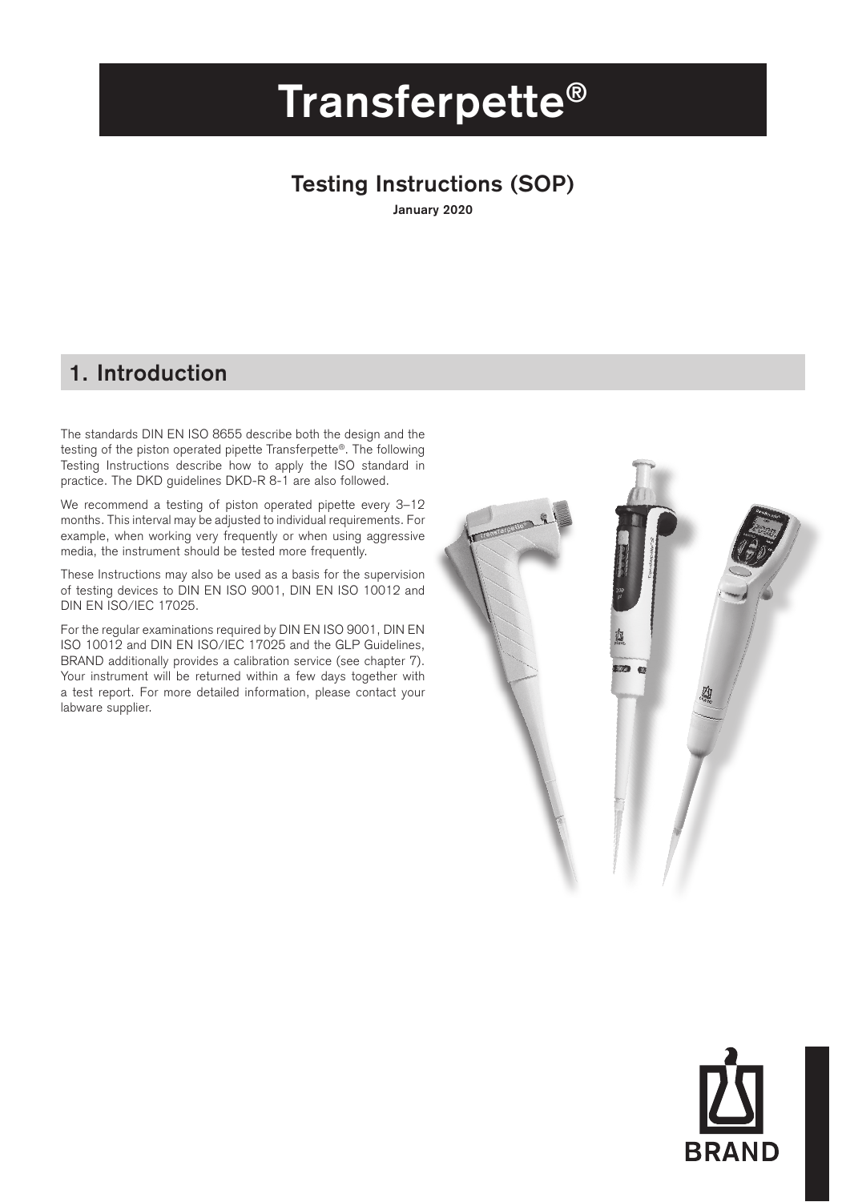# Transferpette®

## Testing Instructions (SOP)

January 2020

## 1. Introduction

The standards DIN EN ISO 8655 describe both the design and the testing of the piston operated pipette Transferpette®. The following Testing Instructions describe how to apply the ISO standard in practice. The DKD guidelines DKD-R 8-1 are also followed.

We recommend a testing of piston operated pipette every 3–12 months. This interval may be adjusted to individual requirements. For example, when working very frequently or when using aggressive media, the instrument should be tested more frequently.

These Instructions may also be used as a basis for the supervision of testing devices to DIN EN ISO 9001, DIN EN ISO 10012 and DIN EN ISO/IEC 17025.

For the regular examinations required by DIN EN ISO 9001, DIN EN ISO 10012 and DIN EN ISO/IEC 17025 and the GLP Guidelines, BRAND additionally provides a calibration service (see chapter 7). Your instrument will be returned within a few days together with a test report. For more detailed information, please contact your labware supplier.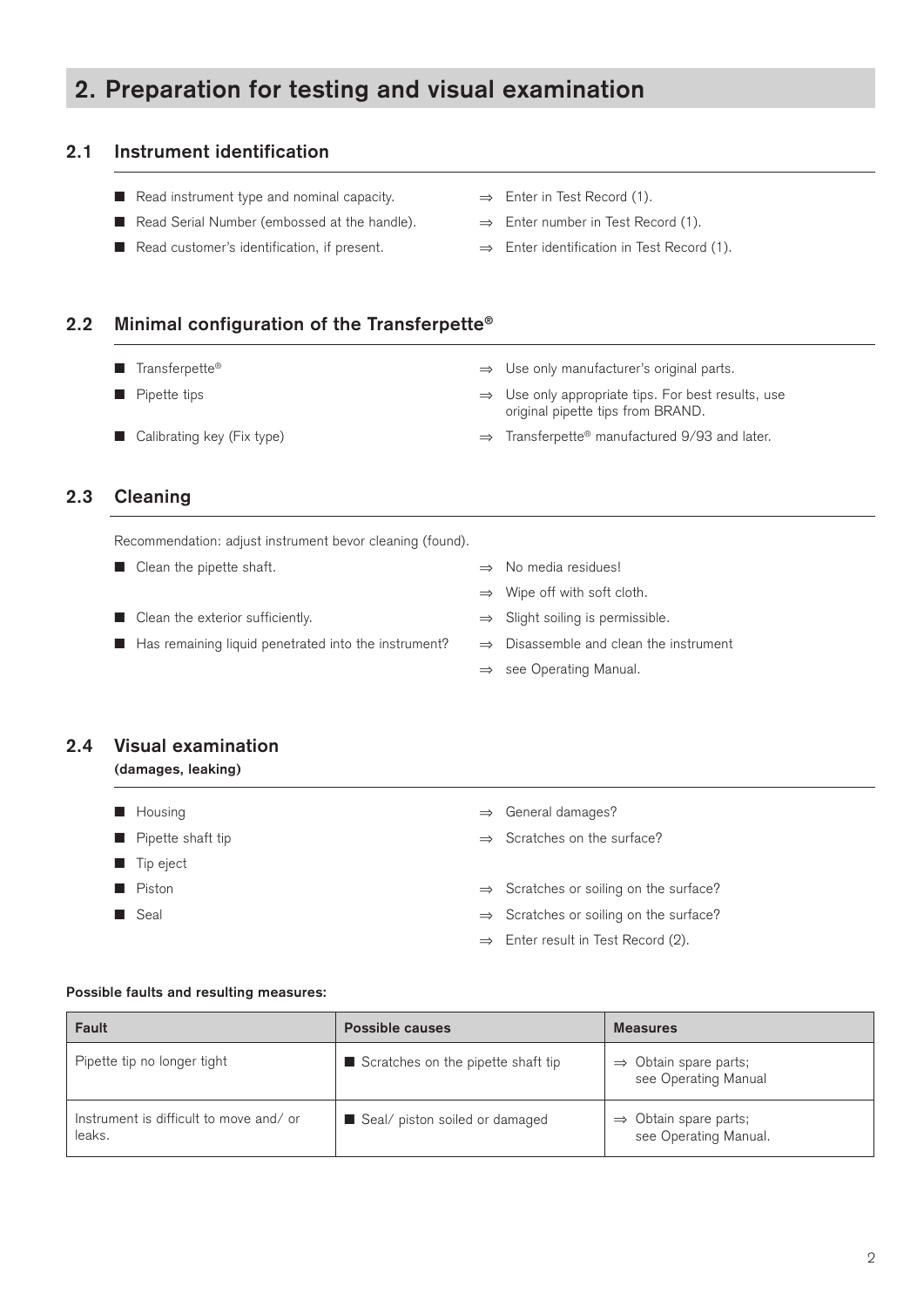# 2. Preparation for testing and visual examination

## 2.1 Instrument identification

- Read instrument type and nominal capacity. ⇒ Enter in Test Record (1).
- Read Serial Number (embossed at the handle). ⇒ Enter number in Test Record (1).
- Read customer's identification, if present. ⇒ Enter identification in Test Record (1).

## 2.2 Minimal configuration of the Transferpette®

- Transferpette® ⇒ Use only manufacturer's original parts.
- Pipette tips ⇒ Use only appropriate tips. For best results, use original pipette tips from BRAND.
- Calibrating key (Fix type) ⇒ Transferpette® manufactured 9/93 and later.

## 2.3 Cleaning

Recommendation: adjust instrument bevor cleaning (found).

- Clean the pipette shaft. ⇒ No media residues!
  ⇒ Wipe off with soft cloth.
- Clean the exterior sufficiently. ⇒ Slight soiling is permissible.
- Has remaining liquid penetrated into the instrument? ⇒ Disassemble and clean the instrument
  ⇒ see Operating Manual.

## 2.4 Visual examination

**(damages, leaking)**

- Housing ⇒ General damages?
- Pipette shaft tip ⇒ Scratches on the surface?
- Tip eject
- Piston ⇒ Scratches or soiling on the surface?
- Seal ⇒ Scratches or soiling on the surface?
  ⇒ Enter result in Test Record (2).

**Possible faults and resulting measures:**

| Fault | Possible causes | Measures |
| --- | --- | --- |
| Pipette tip no longer tight | ■ Scratches on the pipette shaft tip | ⇒ Obtain spare parts; see Operating Manual |
| Instrument is difficult to move and/ or leaks. | ■ Seal/ piston soiled or damaged | ⇒ Obtain spare parts; see Operating Manual. |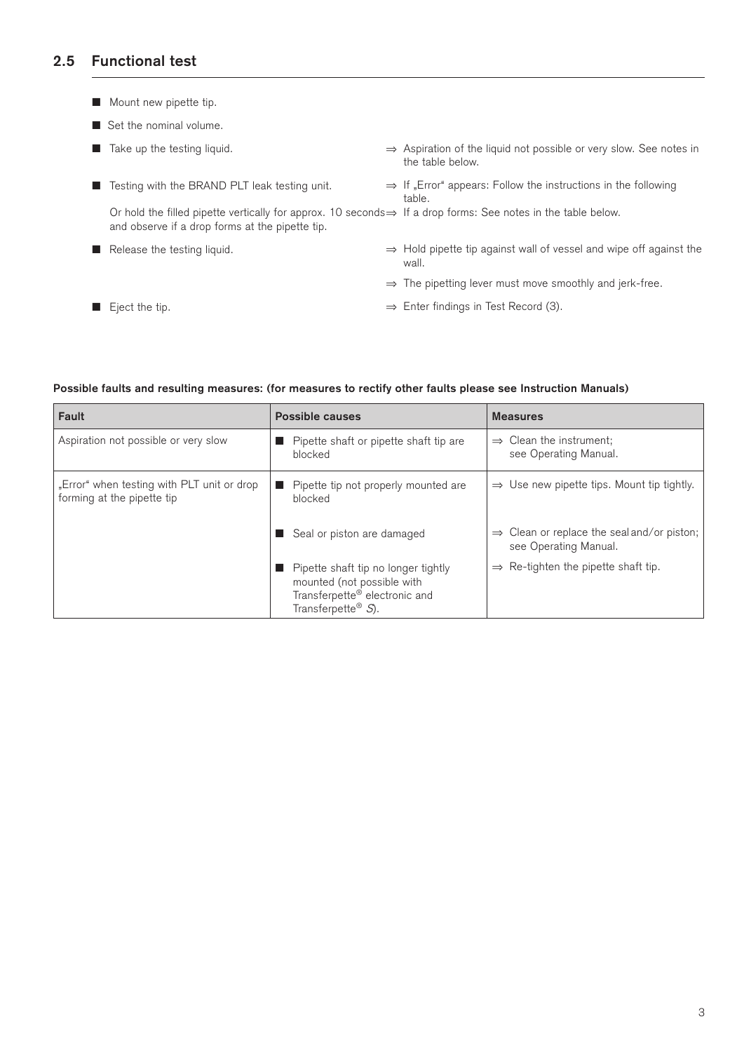## 2.5 Functional test

- Mount new pipette tip.
- Set the nominal volume.
- Take up the testing liquid.
  ⇒ Aspiration of the liquid not possible or very slow. See notes in the table below.
- Testing with the BRAND PLT leak testing unit.
  ⇒ If „Error" appears: Follow the instructions in the following table.

  Or hold the filled pipette vertically for approx. 10 seconds and observe if a drop forms at the pipette tip.
  ⇒ If a drop forms: See notes in the table below.
- Release the testing liquid.
  ⇒ Hold pipette tip against wall of vessel and wipe off against the wall.

  ⇒ The pipetting lever must move smoothly and jerk-free.
- Eject the tip.
  ⇒ Enter findings in Test Record (3).

**Possible faults and resulting measures: (for measures to rectify other faults please see Instruction Manuals)**

| Fault | Possible causes | Measures |
|---|---|---|
| Aspiration not possible or very slow | ■ Pipette shaft or pipette shaft tip are blocked | ⇒ Clean the instrument; see Operating Manual. |
| „Error" when testing with PLT unit or drop forming at the pipette tip | ■ Pipette tip not properly mounted are blocked | ⇒ Use new pipette tips. Mount tip tightly. |
| | ■ Seal or piston are damaged | ⇒ Clean or replace the seal and/or piston; see Operating Manual. |
| | ■ Pipette shaft tip no longer tightly mounted (not possible with Transferpette® electronic and Transferpette® *S*). | ⇒ Re-tighten the pipette shaft tip. |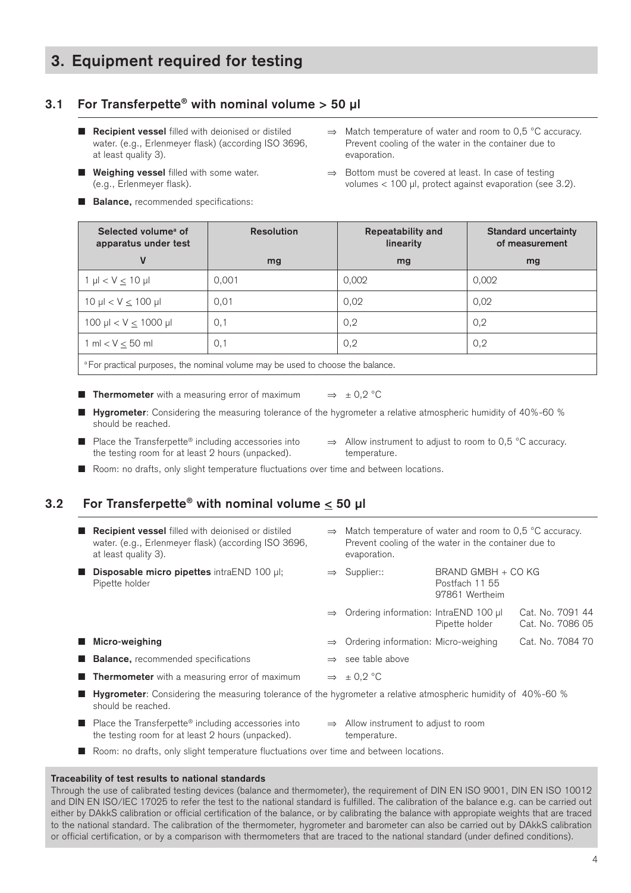## 3. Equipment required for testing

### 3.1 For Transferpette® with nominal volume > 50 µl

- **Recipient vessel** filled with deionised or distiled water. (e.g., Erlenmeyer flask) (according ISO 3696, at least quality 3).
  ⇒ Match temperature of water and room to 0,5 °C accuracy. Prevent cooling of the water in the container due to evaporation.
- **Weighing vessel** filled with some water. (e.g., Erlenmeyer flask).
  ⇒ Bottom must be covered at least. In case of testing volumes < 100 µl, protect against evaporation (see 3.2).
- **Balance,** recommended specifications:

| Selected volume[a] of apparatus under test | Resolution | Repeatability and linearity | Standard uncertainty of measurement |
|---|---|---|---|
| V | mg | mg | mg |
| 1 µl < V ≤ 10 µl | 0,001 | 0,002 | 0,002 |
| 10 µl < V ≤ 100 µl | 0,01 | 0,02 | 0,02 |
| 100 µl < V ≤ 1000 µl | 0,1 | 0,2 | 0,2 |
| 1 ml < V ≤ 50 ml | 0,1 | 0,2 | 0,2 |

[a] For practical purposes, the nominal volume may be used to choose the balance.

- **Thermometer** with a measuring error of maximum ⇒ ± 0,2 °C
- **Hygrometer**: Considering the measuring tolerance of the hygrometer a relative atmospheric humidity of 40%-60 % should be reached.
- Place the Transferpette® including accessories into the testing room for at least 2 hours (unpacked).
  ⇒ Allow instrument to adjust to room to 0,5 °C accuracy. temperature.
- Room: no drafts, only slight temperature fluctuations over time and between locations.

### 3.2 For Transferpette® with nominal volume ≤ 50 µl

- **Recipient vessel** filled with deionised or distiled water. (e.g., Erlenmeyer flask) (according ISO 3696, at least quality 3).
  ⇒ Match temperature of water and room to 0,5 °C accuracy. Prevent cooling of the water in the container due to evaporation.
- **Disposable micro pipettes** intraEND 100 µl; Pipette holder
  ⇒ Supplier:: BRAND GMBH + CO KG, Postfach 11 55, 97861 Wertheim
  ⇒ Ordering information: IntraEND 100 µl Cat. No. 7091 44; Pipette holder Cat. No. 7086 05
- **Micro-weighing**
  ⇒ Ordering information: Micro-weighing Cat. No. 7084 70
- **Balance,** recommended specifications ⇒ see table above
- **Thermometer** with a measuring error of maximum ⇒ ± 0,2 °C
- **Hygrometer**: Considering the measuring tolerance of the hygrometer a relative atmospheric humidity of 40%-60 % should be reached.
- Place the Transferpette® including accessories into the testing room for at least 2 hours (unpacked).
  ⇒ Allow instrument to adjust to room temperature.
- Room: no drafts, only slight temperature fluctuations over time and between locations.

**Traceability of test results to national standards**

Through the use of calibrated testing devices (balance and thermometer), the requirement of DIN EN ISO 9001, DIN EN ISO 10012 and DIN EN ISO/IEC 17025 to refer the test to the national standard is fulfilled. The calibration of the balance e.g. can be carried out either by DAkkS calibration or official certification of the balance, or by calibrating the balance with appropiate weights that are traced to the national standard. The calibration of the thermometer, hygrometer and barometer can also be carried out by DAkkS calibration or official certification, or by a comparison with thermometers that are traced to the national standard (under defined conditions).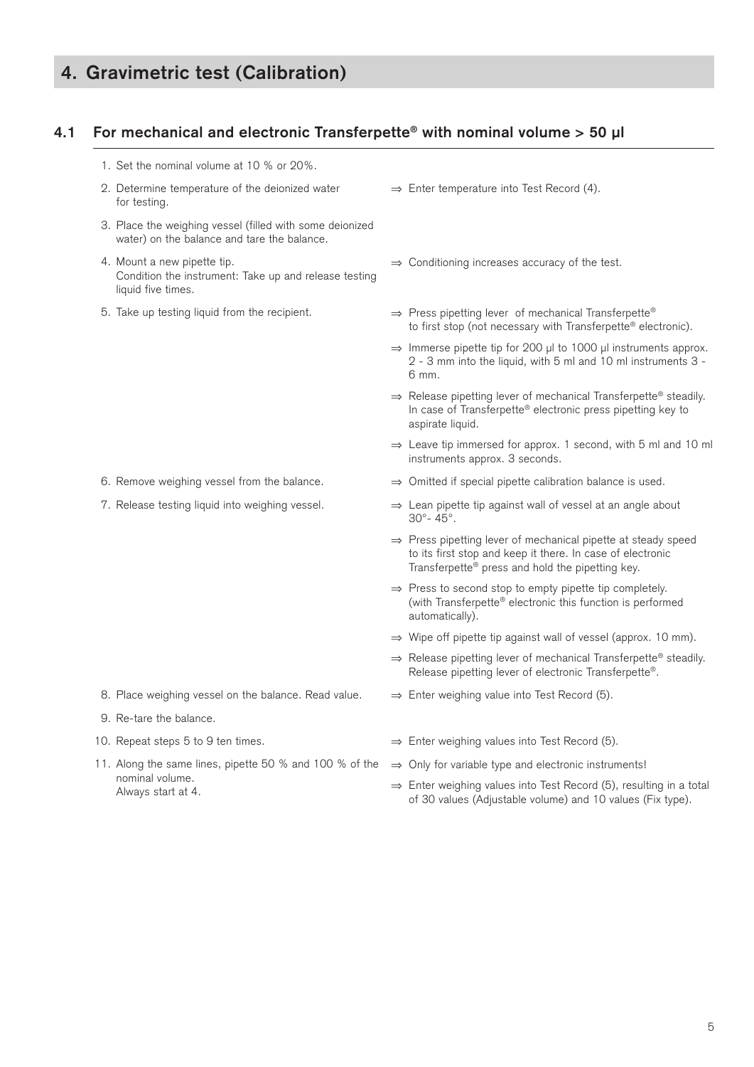# 4. Gravimetric test (Calibration)

## 4.1 For mechanical and electronic Transferpette® with nominal volume > 50 µl

1. Set the nominal volume at 10 % or 20%.
2. Determine temperature of the deionized water for testing.
   - ⇒ Enter temperature into Test Record (4).
3. Place the weighing vessel (filled with some deionized water) on the balance and tare the balance.
4. Mount a new pipette tip. Condition the instrument: Take up and release testing liquid five times.
   - ⇒ Conditioning increases accuracy of the test.
5. Take up testing liquid from the recipient.
   - ⇒ Press pipetting lever of mechanical Transferpette® to first stop (not necessary with Transferpette® electronic).
   - ⇒ Immerse pipette tip for 200 µl to 1000 µl instruments approx. 2 - 3 mm into the liquid, with 5 ml and 10 ml instruments 3 - 6 mm.
   - ⇒ Release pipetting lever of mechanical Transferpette® steadily. In case of Transferpette® electronic press pipetting key to aspirate liquid.
   - ⇒ Leave tip immersed for approx. 1 second, with 5 ml and 10 ml instruments approx. 3 seconds.
6. Remove weighing vessel from the balance.
   - ⇒ Omitted if special pipette calibration balance is used.
7. Release testing liquid into weighing vessel.
   - ⇒ Lean pipette tip against wall of vessel at an angle about 30°- 45°.
   - ⇒ Press pipetting lever of mechanical pipette at steady speed to its first stop and keep it there. In case of electronic Transferpette® press and hold the pipetting key.
   - ⇒ Press to second stop to empty pipette tip completely. (with Transferpette® electronic this function is performed automatically).
   - ⇒ Wipe off pipette tip against wall of vessel (approx. 10 mm).
   - ⇒ Release pipetting lever of mechanical Transferpette® steadily. Release pipetting lever of electronic Transferpette®.
8. Place weighing vessel on the balance. Read value.
   - ⇒ Enter weighing value into Test Record (5).
9. Re-tare the balance.
10. Repeat steps 5 to 9 ten times.
    - ⇒ Enter weighing values into Test Record (5).
11. Along the same lines, pipette 50 % and 100 % of the nominal volume. Always start at 4.
    - ⇒ Only for variable type and electronic instruments!
    - ⇒ Enter weighing values into Test Record (5), resulting in a total of 30 values (Adjustable volume) and 10 values (Fix type).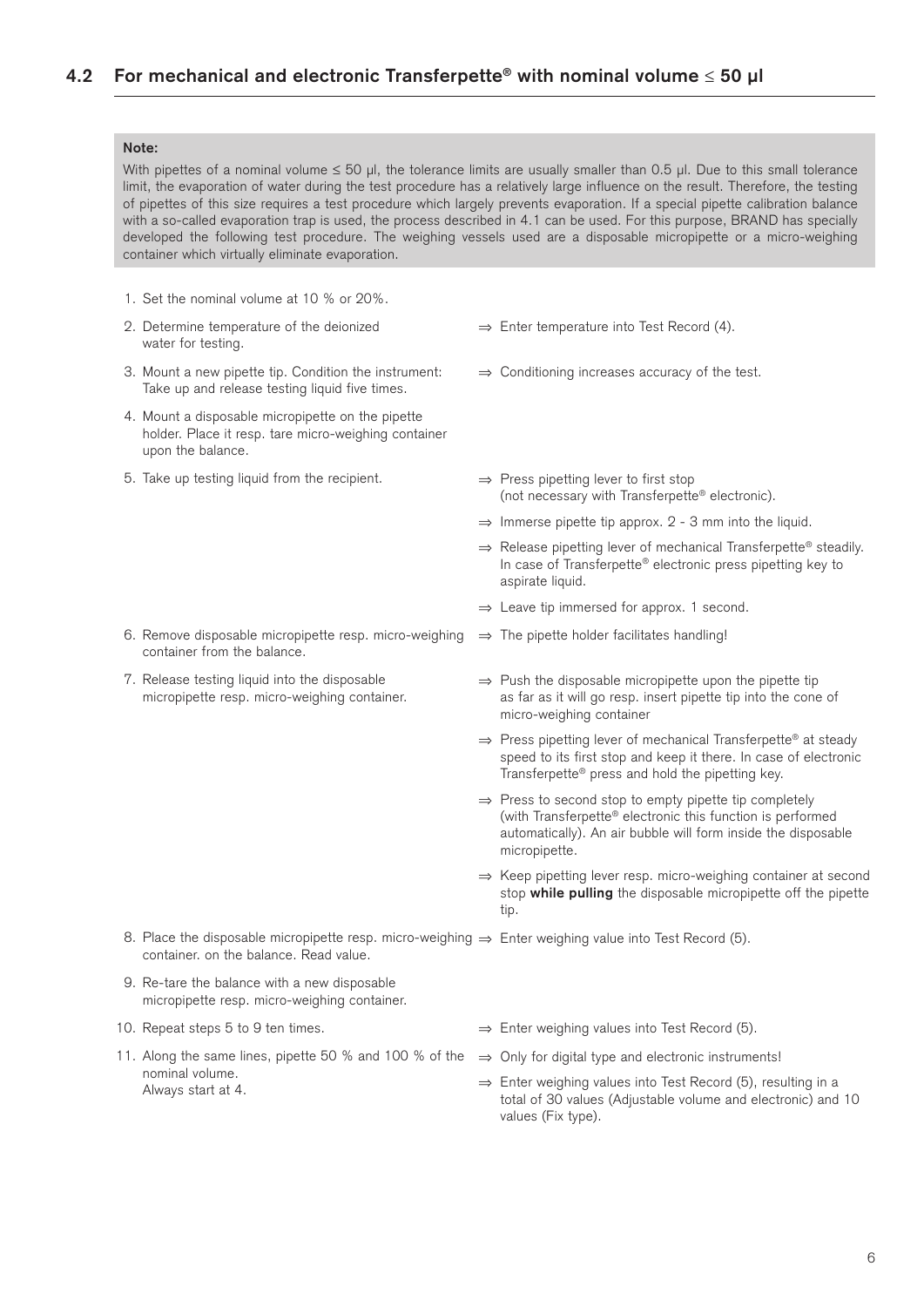## 4.2 For mechanical and electronic Transferpette® with nominal volume ≤ 50 µl

**Note:**

With pipettes of a nominal volume ≤ 50 µl, the tolerance limits are usually smaller than 0.5 µl. Due to this small tolerance limit, the evaporation of water during the test procedure has a relatively large influence on the result. Therefore, the testing of pipettes of this size requires a test procedure which largely prevents evaporation. If a special pipette calibration balance with a so-called evaporation trap is used, the process described in 4.1 can be used. For this purpose, BRAND has specially developed the following test procedure. The weighing vessels used are a disposable micropipette or a micro-weighing container which virtually eliminate evaporation.

1. Set the nominal volume at 10 % or 20%.
2. Determine temperature of the deionized water for testing.
   - ⇒ Enter temperature into Test Record (4).
3. Mount a new pipette tip. Condition the instrument: Take up and release testing liquid five times.
   - ⇒ Conditioning increases accuracy of the test.
4. Mount a disposable micropipette on the pipette holder. Place it resp. tare micro-weighing container upon the balance.
5. Take up testing liquid from the recipient.
   - ⇒ Press pipetting lever to first stop (not necessary with Transferpette® electronic).
   - ⇒ Immerse pipette tip approx. 2 - 3 mm into the liquid.
   - ⇒ Release pipetting lever of mechanical Transferpette® steadily. In case of Transferpette® electronic press pipetting key to aspirate liquid.
   - ⇒ Leave tip immersed for approx. 1 second.
6. Remove disposable micropipette resp. micro-weighing container from the balance.
   - ⇒ The pipette holder facilitates handling!
7. Release testing liquid into the disposable micropipette resp. micro-weighing container.
   - ⇒ Push the disposable micropipette upon the pipette tip as far as it will go resp. insert pipette tip into the cone of micro-weighing container
   - ⇒ Press pipetting lever of mechanical Transferpette® at steady speed to its first stop and keep it there. In case of electronic Transferpette® press and hold the pipetting key.
   - ⇒ Press to second stop to empty pipette tip completely (with Transferpette® electronic this function is performed automatically). An air bubble will form inside the disposable micropipette.
   - ⇒ Keep pipetting lever resp. micro-weighing container at second stop **while pulling** the disposable micropipette off the pipette tip.
8. Place the disposable micropipette resp. micro-weighing container. on the balance. Read value.
   - ⇒ Enter weighing value into Test Record (5).
9. Re-tare the balance with a new disposable micropipette resp. micro-weighing container.
10. Repeat steps 5 to 9 ten times.
    - ⇒ Enter weighing values into Test Record (5).
11. Along the same lines, pipette 50 % and 100 % of the nominal volume. Always start at 4.
    - ⇒ Only for digital type and electronic instruments!
    - ⇒ Enter weighing values into Test Record (5), resulting in a total of 30 values (Adjustable volume and electronic) and 10 values (Fix type).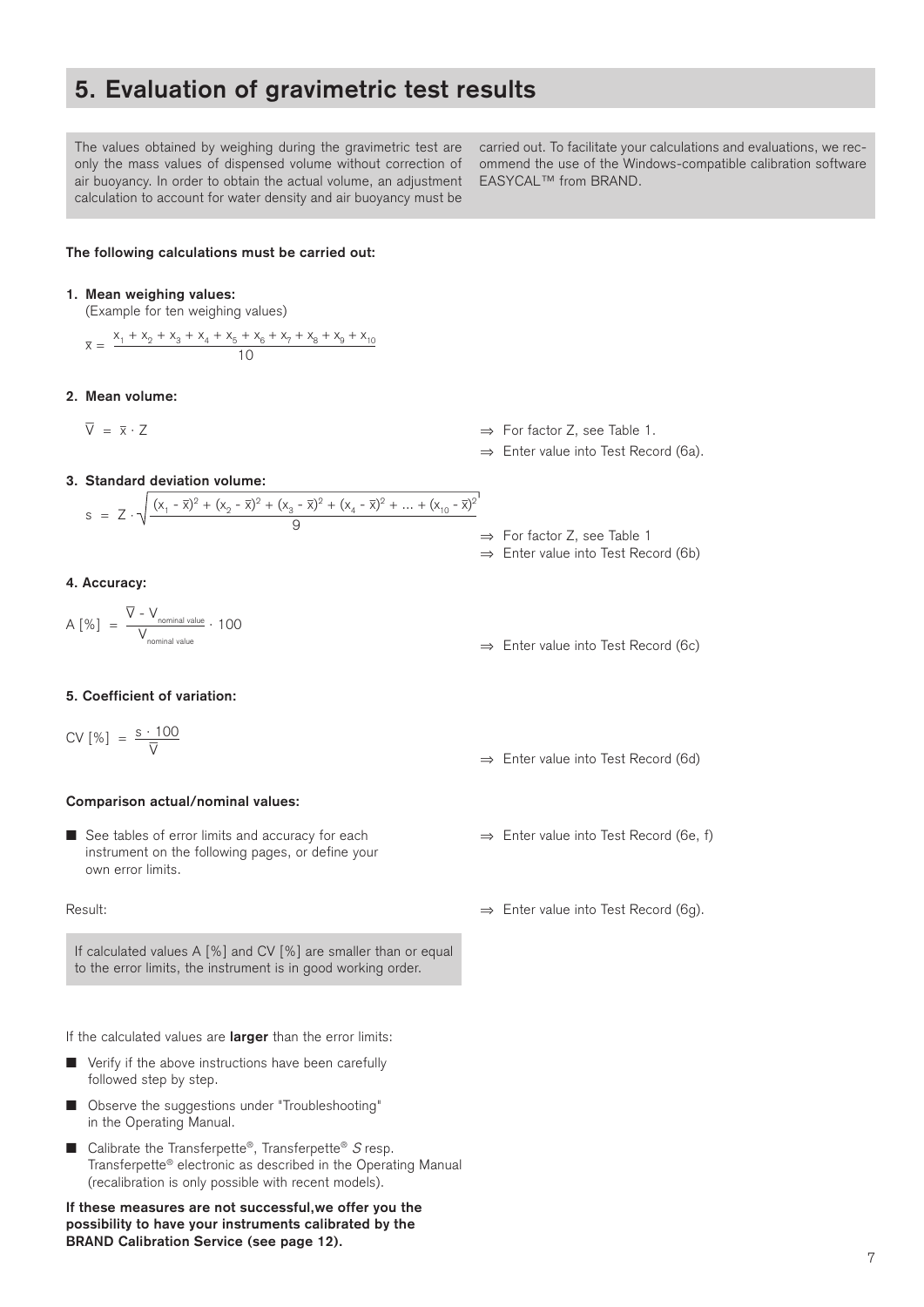# 5. Evaluation of gravimetric test results

The values obtained by weighing during the gravimetric test are only the mass values of dispensed volume without correction of air buoyancy. In order to obtain the actual volume, an adjustment calculation to account for water density and air buoyancy must be carried out. To facilitate your calculations and evaluations, we recommend the use of the Windows-compatible calibration software EASYCAL™ from BRAND.

**The following calculations must be carried out:**

**1. Mean weighing values:**
(Example for ten weighing values)

$$\bar{x} = \frac{x_1 + x_2 + x_3 + x_4 + x_5 + x_6 + x_7 + x_8 + x_9 + x_{10}}{10}$$

**2. Mean volume:**

$$\bar{V} = \bar{x} \cdot Z$$

⇒ For factor Z, see Table 1.
⇒ Enter value into Test Record (6a).

**3. Standard deviation volume:**

$$s = Z \cdot \sqrt{\frac{(x_1 - \bar{x})^2 + (x_2 - \bar{x})^2 + (x_3 - \bar{x})^2 + (x_4 - \bar{x})^2 + \ldots + (x_{10} - \bar{x})^2}{9}}$$

⇒ For factor Z, see Table 1
⇒ Enter value into Test Record (6b)

**4. Accuracy:**

$$A\,[\%] = \frac{\bar{V} - V_{\text{nominal value}}}{V_{\text{nominal value}}} \cdot 100$$

⇒ Enter value into Test Record (6c)

**5. Coefficient of variation:**

$$CV\,[\%] = \frac{s \cdot 100}{\bar{V}}$$

⇒ Enter value into Test Record (6d)

**Comparison actual/nominal values:**

- See tables of error limits and accuracy for each instrument on the following pages, or define your own error limits.

⇒ Enter value into Test Record (6e, f)

Result:

⇒ Enter value into Test Record (6g).

If calculated values A [%] and CV [%] are smaller than or equal to the error limits, the instrument is in good working order.

If the calculated values are **larger** than the error limits:

- Verify if the above instructions have been carefully followed step by step.
- Observe the suggestions under "Troubleshooting" in the Operating Manual.
- Calibrate the Transferpette®, Transferpette® *S* resp. Transferpette® electronic as described in the Operating Manual (recalibration is only possible with recent models).

**If these measures are not successful,we offer you the possibility to have your instruments calibrated by the BRAND Calibration Service (see page 12).**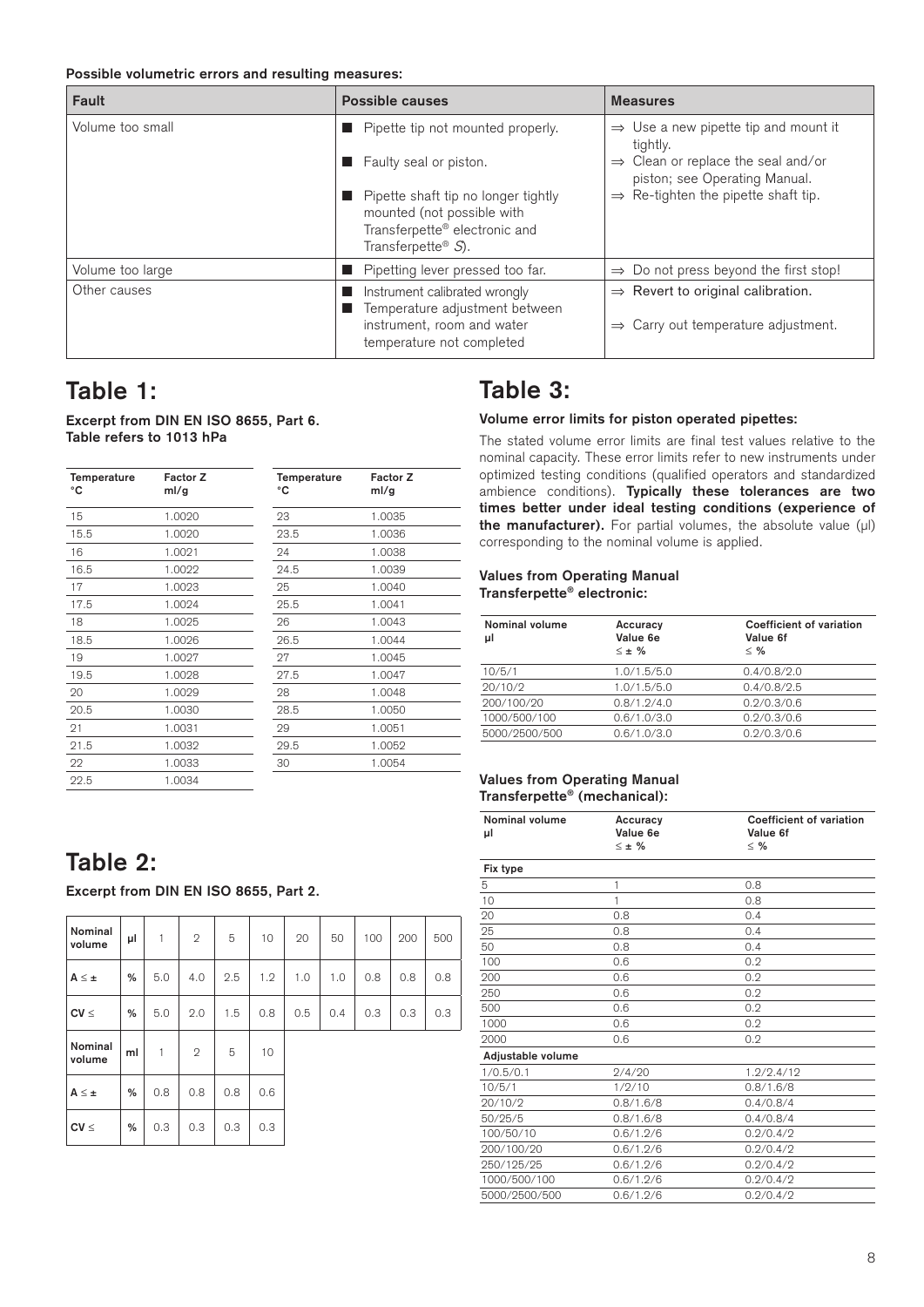**Possible volumetric errors and resulting measures:**

| Fault | Possible causes | Measures |
|---|---|---|
| Volume too small | ■ Pipette tip not mounted properly.<br>■ Faulty seal or piston.<br>■ Pipette shaft tip no longer tightly mounted (not possible with Transferpette® electronic and Transferpette® *S*). | ⇒ Use a new pipette tip and mount it tightly.<br>⇒ Clean or replace the seal and/or piston; see Operating Manual.<br>⇒ Re-tighten the pipette shaft tip. |
| Volume too large | ■ Pipetting lever pressed too far. | ⇒ Do not press beyond the first stop! |
| Other causes | ■ Instrument calibrated wrongly<br>■ Temperature adjustment between instrument, room and water temperature not completed | ⇒ Revert to original calibration.<br>⇒ Carry out temperature adjustment. |

# Table 1:

**Excerpt from DIN EN ISO 8655, Part 6.**
**Table refers to 1013 hPa**

| Temperature °C | Factor Z ml/g | Temperature °C | Factor Z ml/g |
|---|---|---|---|
| 15 | 1.0020 | 23 | 1.0035 |
| 15.5 | 1.0020 | 23.5 | 1.0036 |
| 16 | 1.0021 | 24 | 1.0038 |
| 16.5 | 1.0022 | 24.5 | 1.0039 |
| 17 | 1.0023 | 25 | 1.0040 |
| 17.5 | 1.0024 | 25.5 | 1.0041 |
| 18 | 1.0025 | 26 | 1.0043 |
| 18.5 | 1.0026 | 26.5 | 1.0044 |
| 19 | 1.0027 | 27 | 1.0045 |
| 19.5 | 1.0028 | 27.5 | 1.0047 |
| 20 | 1.0029 | 28 | 1.0048 |
| 20.5 | 1.0030 | 28.5 | 1.0050 |
| 21 | 1.0031 | 29 | 1.0051 |
| 21.5 | 1.0032 | 29.5 | 1.0052 |
| 22 | 1.0033 | 30 | 1.0054 |
| 22.5 | 1.0034 | | |

# Table 2:

**Excerpt from DIN EN ISO 8655, Part 2.**

| Nominal volume | µl | 1 | 2 | 5 | 10 | 20 | 50 | 100 | 200 | 500 |
|---|---|---|---|---|---|---|---|---|---|---|
| A ≤ ± | % | 5.0 | 4.0 | 2.5 | 1.2 | 1.0 | 1.0 | 0.8 | 0.8 | 0.8 |
| CV ≤ | % | 5.0 | 2.0 | 1.5 | 0.8 | 0.5 | 0.4 | 0.3 | 0.3 | 0.3 |

| Nominal volume | ml | 1 | 2 | 5 | 10 |
|---|---|---|---|---|---|
| A ≤ ± | % | 0.8 | 0.8 | 0.8 | 0.6 |
| CV ≤ | % | 0.3 | 0.3 | 0.3 | 0.3 |

# Table 3:

**Volume error limits for piston operated pipettes:**

The stated volume error limits are final test values relative to the nominal capacity. These error limits refer to new instruments under optimized testing conditions (qualified operators and standardized ambience conditions). **Typically these tolerances are two times better under ideal testing conditions (experience of the manufacturer).** For partial volumes, the absolute value (µl) corresponding to the nominal volume is applied.

**Values from Operating Manual Transferpette® electronic:**

| Nominal volume µl | Accuracy Value 6e ≤ ± % | Coefficient of variation Value 6f ≤ % |
|---|---|---|
| 10/5/1 | 1.0/1.5/5.0 | 0.4/0.8/2.0 |
| 20/10/2 | 1.0/1.5/5.0 | 0.4/0.8/2.5 |
| 200/100/20 | 0.8/1.2/4.0 | 0.2/0.3/0.6 |
| 1000/500/100 | 0.6/1.0/3.0 | 0.2/0.3/0.6 |
| 5000/2500/500 | 0.6/1.0/3.0 | 0.2/0.3/0.6 |

**Values from Operating Manual Transferpette® (mechanical):**

| Nominal volume µl | Accuracy Value 6e ≤ ± % | Coefficient of variation Value 6f ≤ % |
|---|---|---|
| **Fix type** | | |
| 5 | 1 | 0.8 |
| 10 | 1 | 0.8 |
| 20 | 0.8 | 0.4 |
| 25 | 0.8 | 0.4 |
| 50 | 0.8 | 0.4 |
| 100 | 0.6 | 0.2 |
| 200 | 0.6 | 0.2 |
| 250 | 0.6 | 0.2 |
| 500 | 0.6 | 0.2 |
| 1000 | 0.6 | 0.2 |
| 2000 | 0.6 | 0.2 |
| **Adjustable volume** | | |
| 1/0.5/0.1 | 2/4/20 | 1.2/2.4/12 |
| 10/5/1 | 1/2/10 | 0.8/1.6/8 |
| 20/10/2 | 0.8/1.6/8 | 0.4/0.8/4 |
| 50/25/5 | 0.8/1.6/8 | 0.4/0.8/4 |
| 100/50/10 | 0.6/1.2/6 | 0.2/0.4/2 |
| 200/100/20 | 0.6/1.2/6 | 0.2/0.4/2 |
| 250/125/25 | 0.6/1.2/6 | 0.2/0.4/2 |
| 1000/500/100 | 0.6/1.2/6 | 0.2/0.4/2 |
| 5000/2500/500 | 0.6/1.2/6 | 0.2/0.4/2 |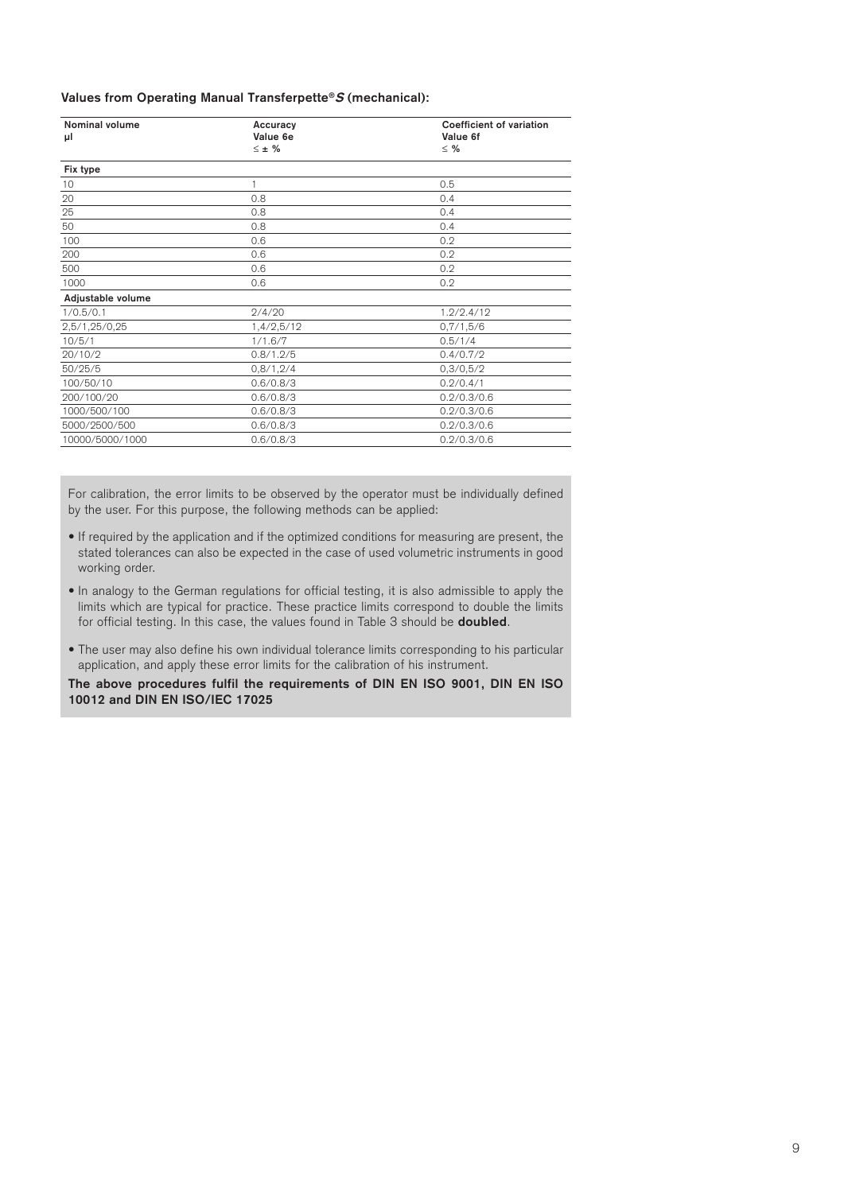**Values from Operating Manual Transferpette®*S* (mechanical):**

| Nominal volume µl | Accuracy Value 6e ≤ ± % | Coefficient of variation Value 6f ≤ % |
|---|---|---|
| **Fix type** | | |
| 10 | 1 | 0.5 |
| 20 | 0.8 | 0.4 |
| 25 | 0.8 | 0.4 |
| 50 | 0.8 | 0.4 |
| 100 | 0.6 | 0.2 |
| 200 | 0.6 | 0.2 |
| 500 | 0.6 | 0.2 |
| 1000 | 0.6 | 0.2 |
| **Adjustable volume** | | |
| 1/0.5/0.1 | 2/4/20 | 1.2/2.4/12 |
| 2,5/1,25/0,25 | 1,4/2,5/12 | 0,7/1,5/6 |
| 10/5/1 | 1/1.6/7 | 0.5/1/4 |
| 20/10/2 | 0.8/1.2/5 | 0.4/0.7/2 |
| 50/25/5 | 0,8/1,2/4 | 0,3/0,5/2 |
| 100/50/10 | 0.6/0.8/3 | 0.2/0.4/1 |
| 200/100/20 | 0.6/0.8/3 | 0.2/0.3/0.6 |
| 1000/500/100 | 0.6/0.8/3 | 0.2/0.3/0.6 |
| 5000/2500/500 | 0.6/0.8/3 | 0.2/0.3/0.6 |
| 10000/5000/1000 | 0.6/0.8/3 | 0.2/0.3/0.6 |

For calibration, the error limits to be observed by the operator must be individually defined by the user. For this purpose, the following methods can be applied:

- If required by the application and if the optimized conditions for measuring are present, the stated tolerances can also be expected in the case of used volumetric instruments in good working order.
- In analogy to the German regulations for official testing, it is also admissible to apply the limits which are typical for practice. These practice limits correspond to double the limits for official testing. In this case, the values found in Table 3 should be **doubled**.
- The user may also define his own individual tolerance limits corresponding to his particular application, and apply these error limits for the calibration of his instrument.

**The above procedures fulfil the requirements of DIN EN ISO 9001, DIN EN ISO 10012 and DIN EN ISO/IEC 17025**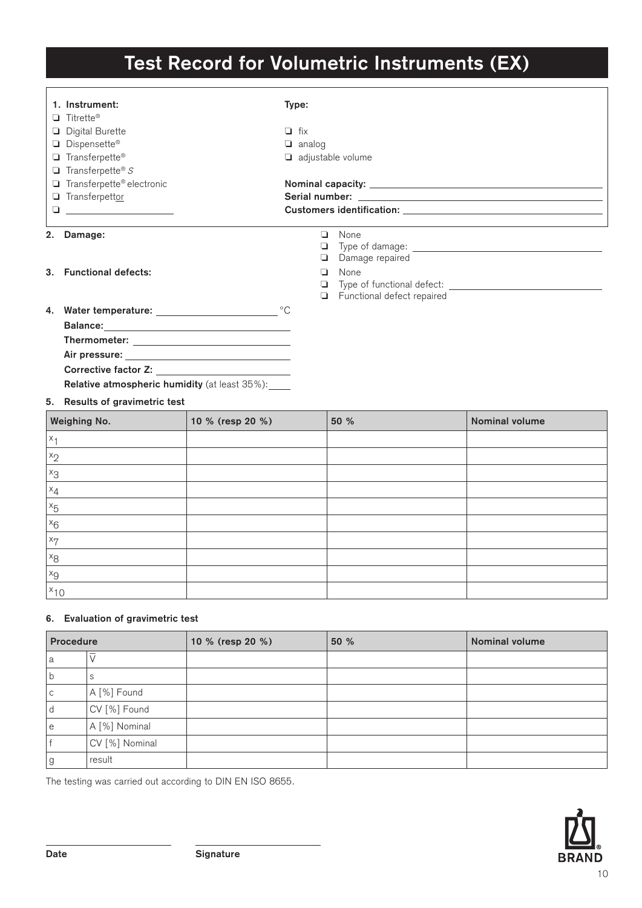# Test Record for Volumetric Instruments (EX)

**1. Instrument:**

- ❑ Titrette®
- ❑ Digital Burette
- ❑ Dispensette®
- ❑ Transferpette®
- ❑ Transferpette® *S*
- ❑ Transferpette® electronic
- ❑ Transferpettor
- ❑ ____________________

**Type:**

- ❑ fix
- ❑ analog
- ❑ adjustable volume

**Nominal capacity:** ____________________

**Serial number:** ____________________

**Customers identification:** ____________________

**2. Damage:**

- ❑ None
- ❑ Type of damage: ____________________
- ❑ Damage repaired

**3. Functional defects:**

- ❑ None
- ❑ Type of functional defect: ____________________
- ❑ Functional defect repaired

**4. Water temperature:** ____________________ °C

**Balance:** ____________________

**Thermometer:** ____________________

**Air pressure:** ____________________

**Corrective factor Z:** ____________________

**Relative atmospheric humidity** (at least 35%): ____

**5. Results of gravimetric test**

| Weighing No. | 10 % (resp 20 %) | 50 % | Nominal volume |
|---|---|---|---|
| $x_1$ | | | |
| $x_2$ | | | |
| $x_3$ | | | |
| $x_4$ | | | |
| $x_5$ | | | |
| $x_6$ | | | |
| $x_7$ | | | |
| $x_8$ | | | |
| $x_9$ | | | |
| $x_{10}$ | | | |

**6. Evaluation of gravimetric test**

| Procedure | | 10 % (resp 20 %) | 50 % | Nominal volume |
|---|---|---|---|---|
| a | $\overline{V}$ | | | |
| b | s | | | |
| c | A [%] Found | | | |
| d | CV [%] Found | | | |
| e | A [%] Nominal | | | |
| f | CV [%] Nominal | | | |
| g | result | | | |

The testing was carried out according to DIN EN ISO 8655.

____________________ Date

____________________ Signature

BRAND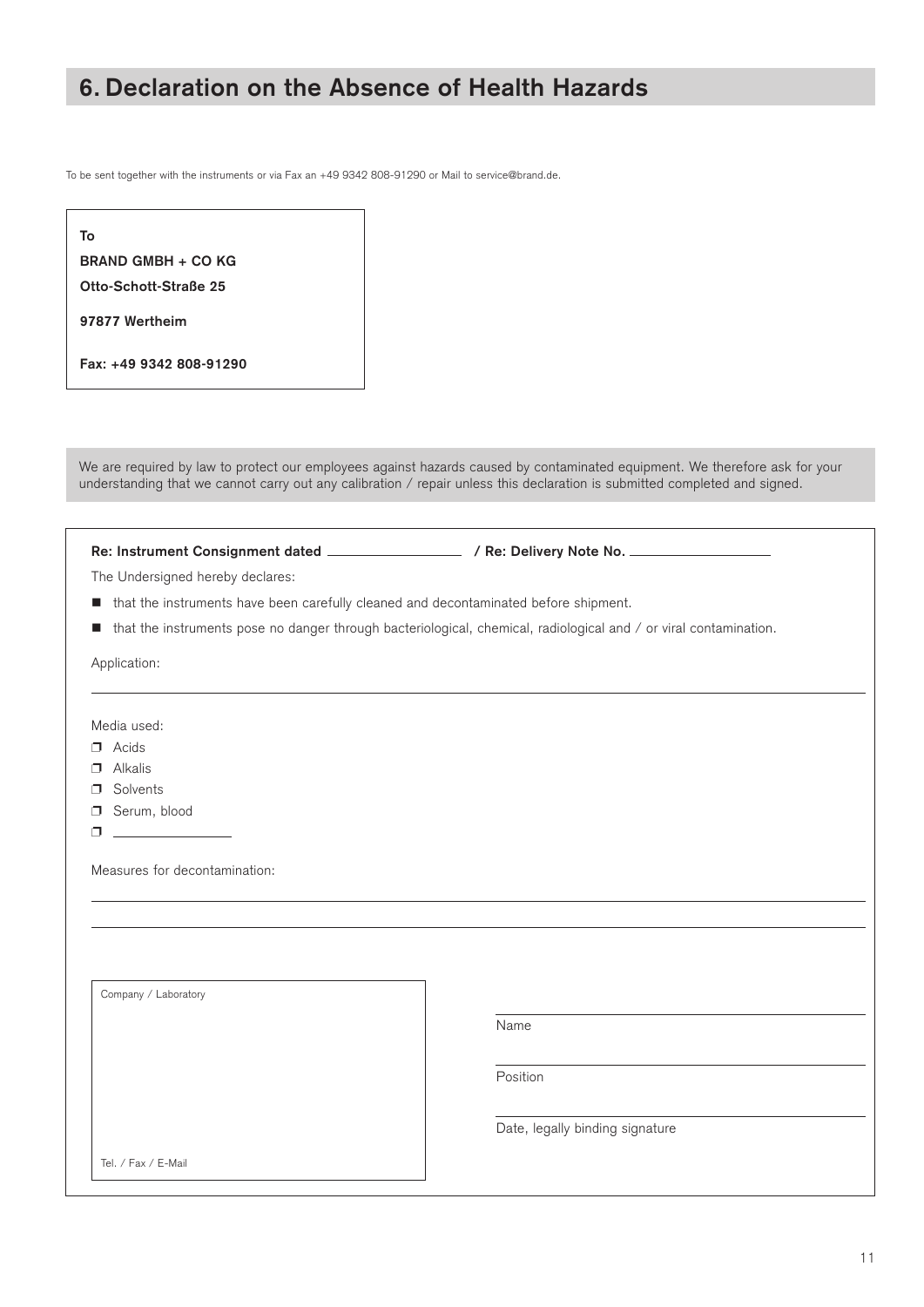## 6. Declaration on the Absence of Health Hazards

To be sent together with the instruments or via Fax an +49 9342 808-91290 or Mail to service@brand.de.

**To**

**BRAND GMBH + CO KG**

**Otto-Schott-Straße 25**

**97877 Wertheim**

**Fax: +49 9342 808-91290**

We are required by law to protect our employees against hazards caused by contaminated equipment. We therefore ask for your understanding that we cannot carry out any calibration / repair unless this declaration is submitted completed and signed.

**Re: Instrument Consignment dated** ________________ **/ Re: Delivery Note No.** ________________

The Undersigned hereby declares:

- that the instruments have been carefully cleaned and decontaminated before shipment.
- that the instruments pose no danger through bacteriological, chemical, radiological and / or viral contamination.

Application:

______________________________________________________________________

Media used:

- ☐ Acids
- ☐ Alkalis
- ☐ Solvents
- ☐ Serum, blood
- ☐ ________________

Measures for decontamination:

______________________________________________________________________

______________________________________________________________________

Company / Laboratory

Tel. / Fax / E-Mail

______________________________
Name

______________________________
Position

______________________________
Date, legally binding signature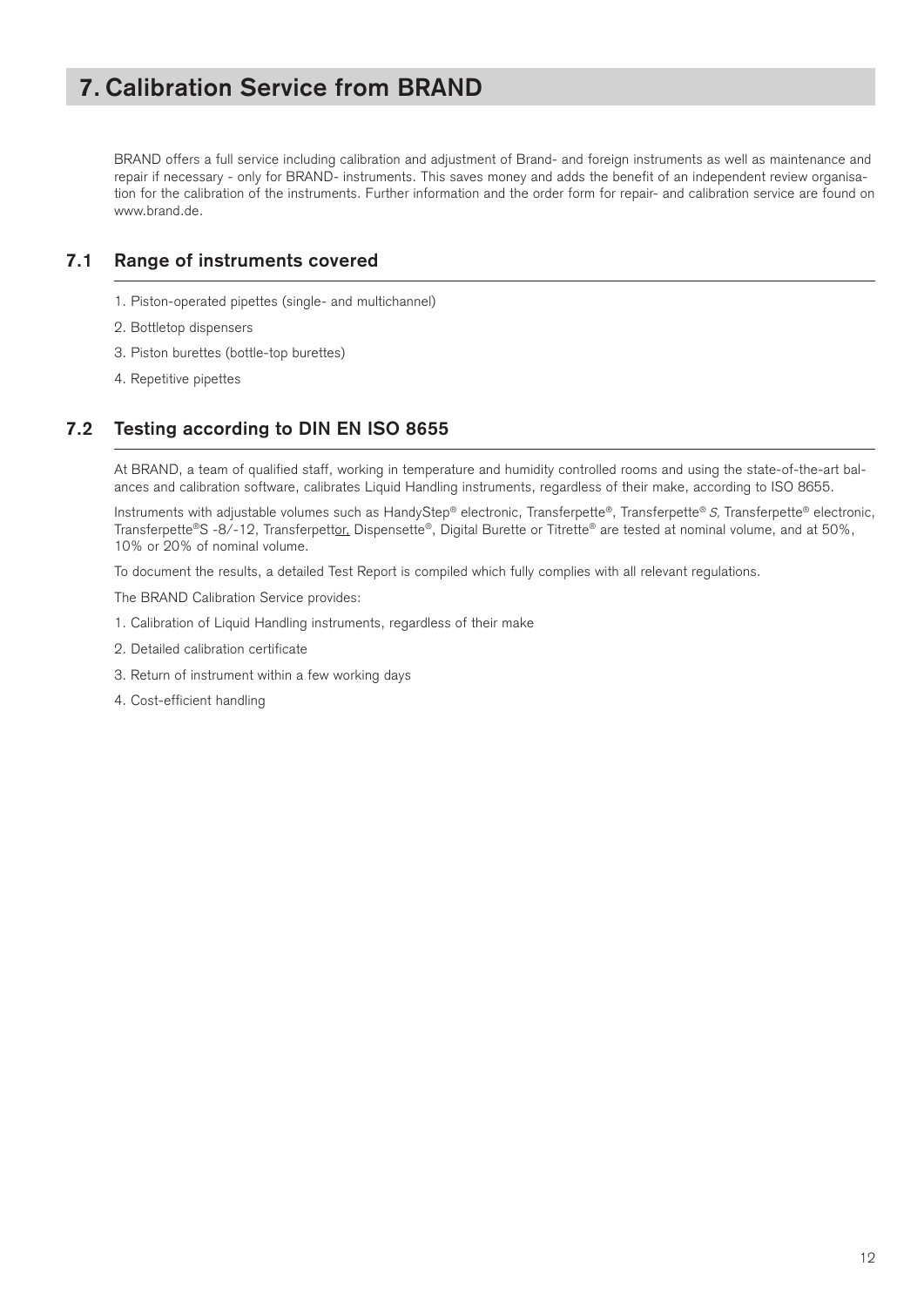# 7. Calibration Service from BRAND

BRAND offers a full service including calibration and adjustment of Brand- and foreign instruments as well as maintenance and repair if necessary - only for BRAND- instruments. This saves money and adds the benefit of an independent review organisation for the calibration of the instruments. Further information and the order form for repair- and calibration service are found on www.brand.de.

## 7.1 Range of instruments covered

1. Piston-operated pipettes (single- and multichannel)
2. Bottletop dispensers
3. Piston burettes (bottle-top burettes)
4. Repetitive pipettes

## 7.2 Testing according to DIN EN ISO 8655

At BRAND, a team of qualified staff, working in temperature and humidity controlled rooms and using the state-of-the-art balances and calibration software, calibrates Liquid Handling instruments, regardless of their make, according to ISO 8655.

Instruments with adjustable volumes such as HandyStep® electronic, Transferpette®, Transferpette® *S*, Transferpette® electronic, Transferpette®S -8/-12, Transferpettor, Dispensette®, Digital Burette or Titrette® are tested at nominal volume, and at 50%, 10% or 20% of nominal volume.

To document the results, a detailed Test Report is compiled which fully complies with all relevant regulations.

The BRAND Calibration Service provides:

1. Calibration of Liquid Handling instruments, regardless of their make
2. Detailed calibration certificate
3. Return of instrument within a few working days
4. Cost-efficient handling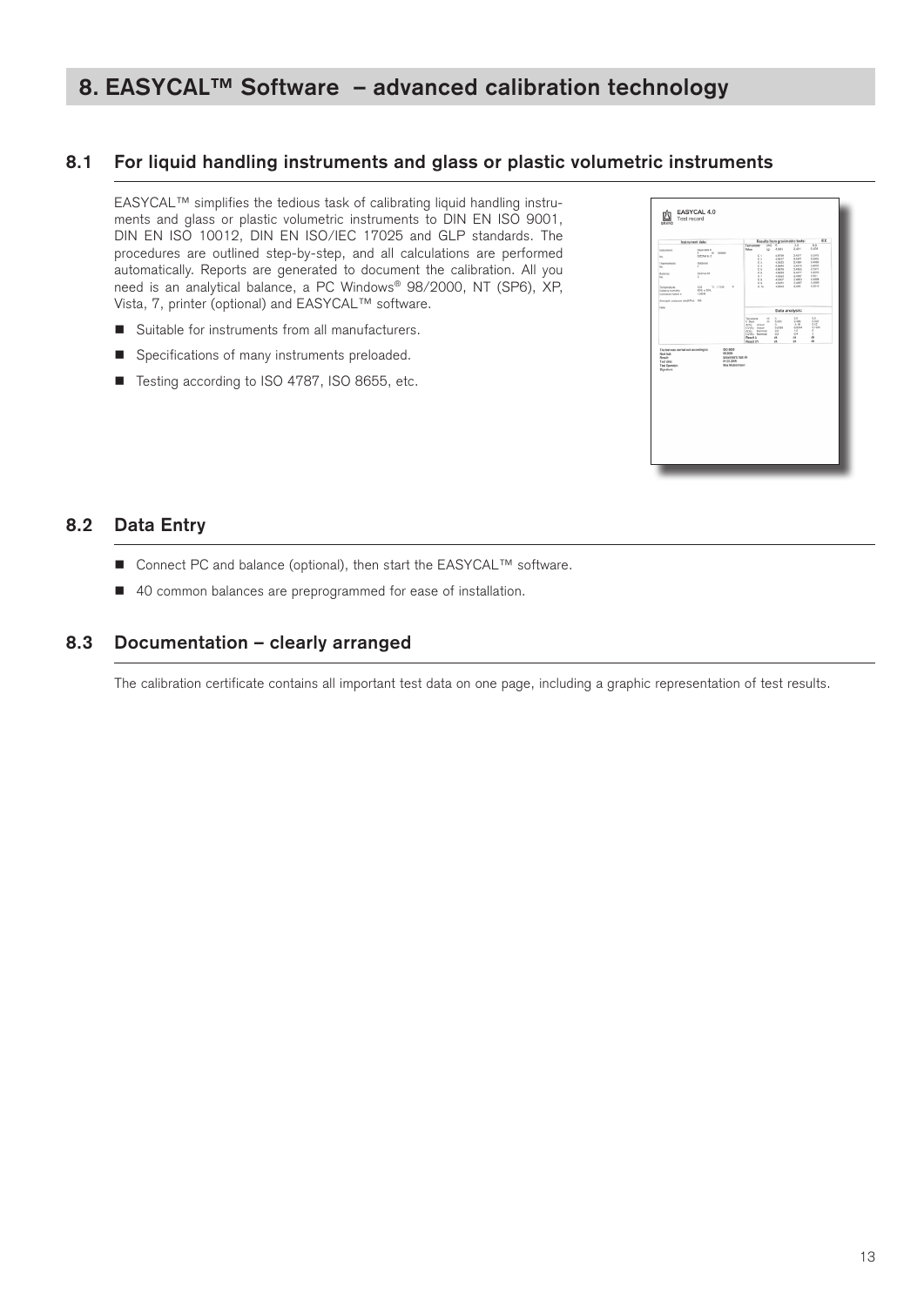# 8. EASYCAL™ Software – advanced calibration technology

## 8.1 For liquid handling instruments and glass or plastic volumetric instruments

EASYCAL™ simplifies the tedious task of calibrating liquid handling instruments and glass or plastic volumetric instruments to DIN EN ISO 9001, DIN EN ISO 10012, DIN EN ISO/IEC 17025 and GLP standards. The procedures are outlined step-by-step, and all calculations are performed automatically. Reports are generated to document the calibration. All you need is an analytical balance, a PC Windows® 98/2000, NT (SP6), XP, Vista, 7, printer (optional) and EASYCAL™ software.

- Suitable for instruments from all manufacturers.
- Specifications of many instruments preloaded.
- Testing according to ISO 4787, ISO 8655, etc.

## 8.2 Data Entry

- Connect PC and balance (optional), then start the EASYCAL™ software.
- 40 common balances are preprogrammed for ease of installation.

## 8.3 Documentation – clearly arranged

The calibration certificate contains all important test data on one page, including a graphic representation of test results.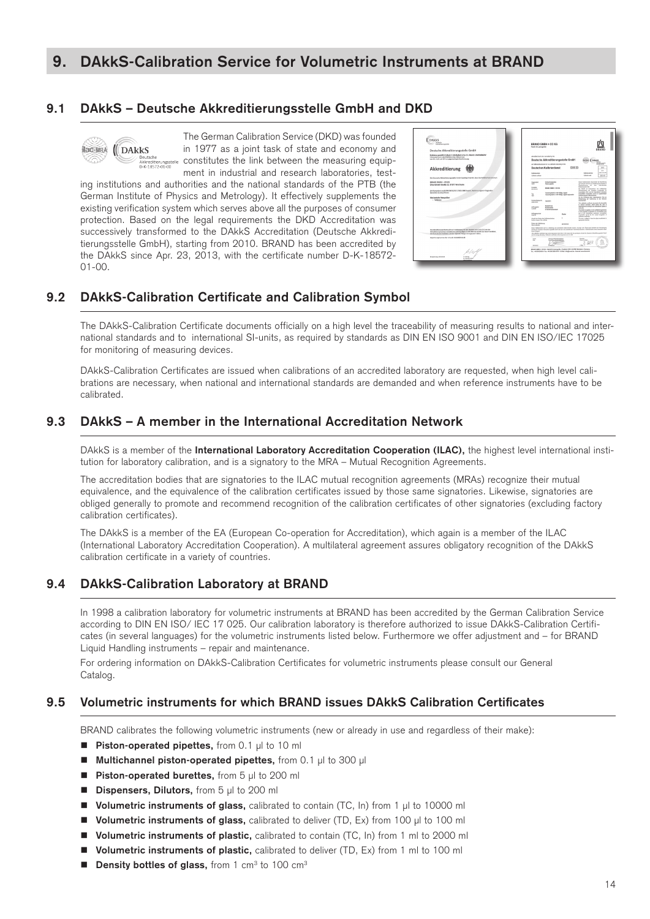# 9. DAkkS-Calibration Service for Volumetric Instruments at BRAND

## 9.1 DAkkS – Deutsche Akkreditierungsstelle GmbH and DKD

The German Calibration Service (DKD) was founded in 1977 as a joint task of state and economy and constitutes the link between the measuring equipment in industrial and research laboratories, testing institutions and authorities and the national standards of the PTB (the German Institute of Physics and Metrology). It effectively supplements the existing verification system which serves above all the purposes of consumer protection. Based on the legal requirements the DKD Accreditation was successively transformed to the DAkkS Accreditation (Deutsche Akkreditierungsstelle GmbH), starting from 2010. BRAND has been accredited by the DAkkS since Apr. 23, 2013, with the certificate number D-K-18572-01-00.

## 9.2 DAkkS-Calibration Certificate and Calibration Symbol

The DAkkS-Calibration Certificate documents officially on a high level the traceability of measuring results to national and international standards and to international SI-units, as required by standards as DIN EN ISO 9001 and DIN EN ISO/IEC 17025 for monitoring of measuring devices.

DAkkS-Calibration Certificates are issued when calibrations of an accredited laboratory are requested, when high level calibrations are necessary, when national and international standards are demanded and when reference instruments have to be calibrated.

## 9.3 DAkkS – A member in the International Accreditation Network

DAkkS is a member of the **International Laboratory Accreditation Cooperation (ILAC),** the highest level international institution for laboratory calibration, and is a signatory to the MRA – Mutual Recognition Agreements.

The accreditation bodies that are signatories to the ILAC mutual recognition agreements (MRAs) recognize their mutual equivalence, and the equivalence of the calibration certificates issued by those same signatories. Likewise, signatories are obliged generally to promote and recommend recognition of the calibration certificates of other signatories (excluding factory calibration certificates).

The DAkkS is a member of the EA (European Co-operation for Accreditation), which again is a member of the ILAC (International Laboratory Accreditation Cooperation). A multilateral agreement assures obligatory recognition of the DAkkS calibration certificate in a variety of countries.

## 9.4 DAkkS-Calibration Laboratory at BRAND

In 1998 a calibration laboratory for volumetric instruments at BRAND has been accredited by the German Calibration Service according to DIN EN ISO/ IEC 17 025. Our calibration laboratory is therefore authorized to issue DAkkS-Calibration Certificates (in several languages) for the volumetric instruments listed below. Furthermore we offer adjustment and – for BRAND Liquid Handling instruments – repair and maintenance.

For ordering information on DAkkS-Calibration Certificates for volumetric instruments please consult our General Catalog.

## 9.5 Volumetric instruments for which BRAND issues DAkkS Calibration Certificates

BRAND calibrates the following volumetric instruments (new or already in use and regardless of their make):

- **Piston-operated pipettes,** from 0.1 µl to 10 ml
- **Multichannel piston-operated pipettes,** from 0.1 µl to 300 µl
- **Piston-operated burettes,** from 5 µl to 200 ml
- **Dispensers, Dilutors,** from 5 µl to 200 ml
- **Volumetric instruments of glass,** calibrated to contain (TC, In) from 1 µl to 10000 ml
- **Volumetric instruments of glass,** calibrated to deliver (TD, Ex) from 100 µl to 100 ml
- **Volumetric instruments of plastic,** calibrated to contain (TC, In) from 1 ml to 2000 ml
- **Volumetric instruments of plastic,** calibrated to deliver (TD, Ex) from 1 ml to 100 ml
- **Density bottles of glass,** from 1 $cm^3$ to 100 $cm^3$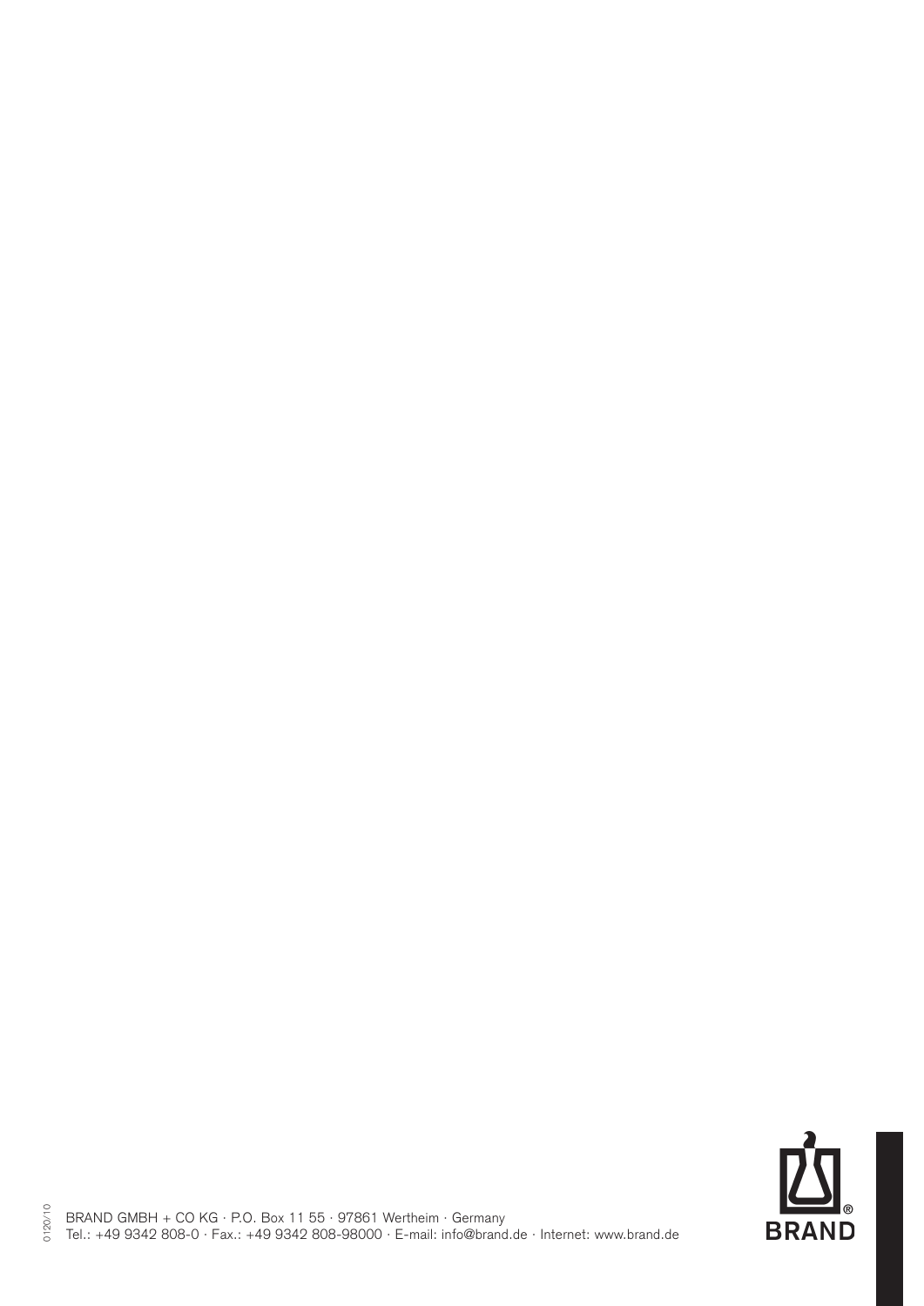0120/10

BRAND GMBH + CO KG · P.O. Box 11 55 · 97861 Wertheim · Germany
Tel.: +49 9342 808-0 · Fax.: +49 9342 808-98000 · E-mail: info@brand.de · Internet: www.brand.de

BRAND®